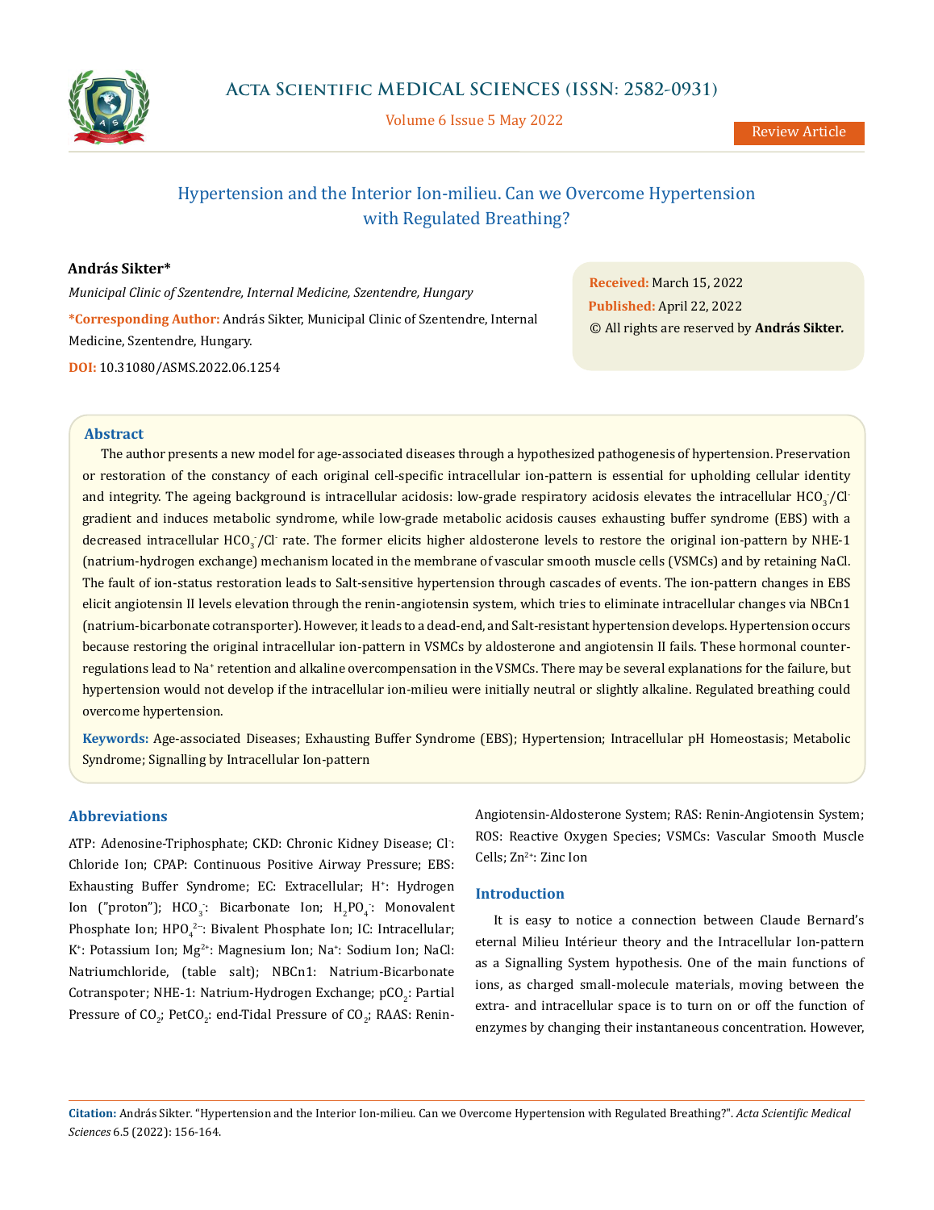# Hypertension and the Interior Ion-milieu. Can we Overcome Hypertension with Regulated Breathing?

**András Sikter***

*Municipal Clinic of Szentendre, Internal Medicine, Szentendre, Hungary*

**\*Corresponding Author:** András Sikter, Municipal Clinic of Szentendre, Internal Medicine, Szentendre, Hungary.

**DOI:** 10.31080/ASMS.2022.06.1254

**Received:** March 15, 2022

**Published:** April 22, 2022

© All rights are reserved by **András Sikter.**

## Abstract

The author presents a new model for age-associated diseases through a hypothesized pathogenesis of hypertension. Preservation or restoration of the constancy of each original cell-specific intracellular ion-pattern is essential for upholding cellular identity and integrity. The ageing background is intracellular acidosis: low-grade respiratory acidosis elevates the intracellular $HCO_3^-/Cl^-$ gradient and induces metabolic syndrome, while low-grade metabolic acidosis causes exhausting buffer syndrome (EBS) with a decreased intracellular $HCO_3^-/Cl^-$ rate. The former elicits higher aldosterone levels to restore the original ion-pattern by NHE-1 (natrium-hydrogen exchange) mechanism located in the membrane of vascular smooth muscle cells (VSMCs) and by retaining NaCl. The fault of ion-status restoration leads to Salt-sensitive hypertension through cascades of events. The ion-pattern changes in EBS elicit angiotensin II levels elevation through the renin-angiotensin system, which tries to eliminate intracellular changes via NBCn1 (natrium-bicarbonate cotransporter). However, it leads to a dead-end, and Salt-resistant hypertension develops. Hypertension occurs because restoring the original intracellular ion-pattern in VSMCs by aldosterone and angiotensin II fails. These hormonal counter-regulations lead to $Na^+$ retention and alkaline overcompensation in the VSMCs. There may be several explanations for the failure, but hypertension would not develop if the intracellular ion-milieu were initially neutral or slightly alkaline. Regulated breathing could overcome hypertension.

**Keywords:** Age-associated Diseases; Exhausting Buffer Syndrome (EBS); Hypertension; Intracellular pH Homeostasis; Metabolic Syndrome; Signalling by Intracellular Ion-pattern

## Abbreviations

ATP: Adenosine-Triphosphate; CKD: Chronic Kidney Disease; $Cl^-$: Chloride Ion; CPAP: Continuous Positive Airway Pressure; EBS: Exhausting Buffer Syndrome; EC: Extracellular; $H^+$: Hydrogen Ion ("proton"); $HCO_3^-$: Bicarbonate Ion; $H_2PO_4^-$: Monovalent Phosphate Ion; $HPO_4^{2-}$: Bivalent Phosphate Ion; IC: Intracellular; $K^+$: Potassium Ion; $Mg^{2+}$: Magnesium Ion; $Na^+$: Sodium Ion; NaCl: Natriumchloride, (table salt); NBCn1: Natrium-Bicarbonate Cotranspoter; NHE-1: Natrium-Hydrogen Exchange; $pCO_2$: Partial Pressure of $CO_2$; $PetCO_2$: end-Tidal Pressure of $CO_2$; RAAS: Renin-Angiotensin-Aldosterone System; RAS: Renin-Angiotensin System; ROS: Reactive Oxygen Species; VSMCs: Vascular Smooth Muscle Cells; $Zn^{2+}$: Zinc Ion

## Introduction

It is easy to notice a connection between Claude Bernard's eternal Milieu Intérieur theory and the Intracellular Ion-pattern as a Signalling System hypothesis. One of the main functions of ions, as charged small-molecule materials, moving between the extra- and intracellular space is to turn on or off the function of enzymes by changing their instantaneous concentration. However,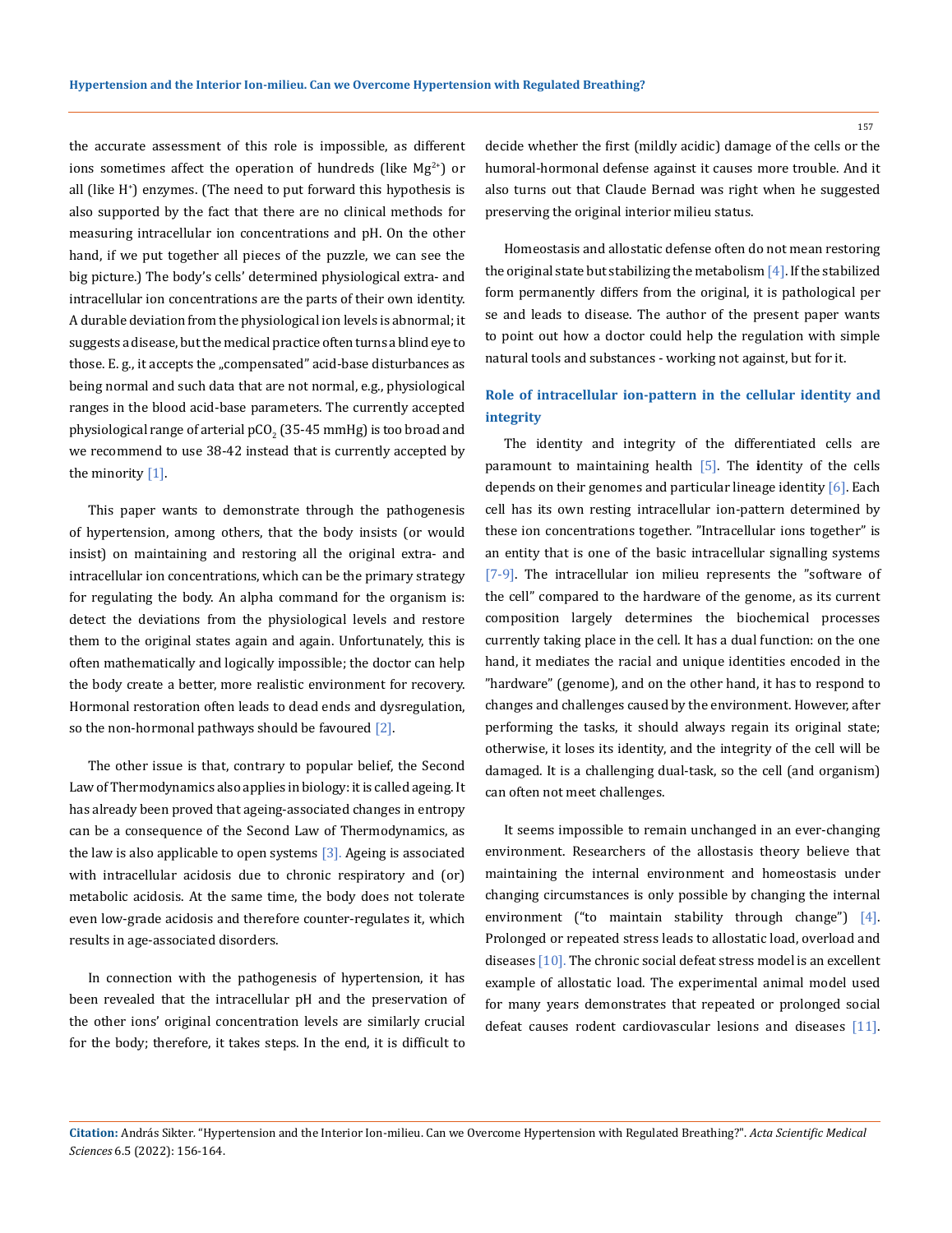the accurate assessment of this role is impossible, as different ions sometimes affect the operation of hundreds (like $Mg^{2+}$) or all (like $H^+$) enzymes. (The need to put forward this hypothesis is also supported by the fact that there are no clinical methods for measuring intracellular ion concentrations and pH. On the other hand, if we put together all pieces of the puzzle, we can see the big picture.) The body's cells' determined physiological extra- and intracellular ion concentrations are the parts of their own identity. A durable deviation from the physiological ion levels is abnormal; it suggests a disease, but the medical practice often turns a blind eye to those. E. g., it accepts the „compensated" acid-base disturbances as being normal and such data that are not normal, e.g., physiological ranges in the blood acid-base parameters. The currently accepted physiological range of arterial $pCO_2$ (35-45 mmHg) is too broad and we recommend to use 38-42 instead that is currently accepted by the minority [1].

This paper wants to demonstrate through the pathogenesis of hypertension, among others, that the body insists (or would insist) on maintaining and restoring all the original extra- and intracellular ion concentrations, which can be the primary strategy for regulating the body. An alpha command for the organism is: detect the deviations from the physiological levels and restore them to the original states again and again. Unfortunately, this is often mathematically and logically impossible; the doctor can help the body create a better, more realistic environment for recovery. Hormonal restoration often leads to dead ends and dysregulation, so the non-hormonal pathways should be favoured [2].

The other issue is that, contrary to popular belief, the Second Law of Thermodynamics also applies in biology: it is called ageing. It has already been proved that ageing-associated changes in entropy can be a consequence of the Second Law of Thermodynamics, as the law is also applicable to open systems [3]. Ageing is associated with intracellular acidosis due to chronic respiratory and (or) metabolic acidosis. At the same time, the body does not tolerate even low-grade acidosis and therefore counter-regulates it, which results in age-associated disorders.

In connection with the pathogenesis of hypertension, it has been revealed that the intracellular pH and the preservation of the other ions' original concentration levels are similarly crucial for the body; therefore, it takes steps. In the end, it is difficult to decide whether the first (mildly acidic) damage of the cells or the humoral-hormonal defense against it causes more trouble. And it also turns out that Claude Bernad was right when he suggested preserving the original interior milieu status.

Homeostasis and allostatic defense often do not mean restoring the original state but stabilizing the metabolism [4]. If the stabilized form permanently differs from the original, it is pathological per se and leads to disease. The author of the present paper wants to point out how a doctor could help the regulation with simple natural tools and substances - working not against, but for it.

## Role of intracellular ion-pattern in the cellular identity and integrity

The identity and integrity of the differentiated cells are paramount to maintaining health [5]. The **i**dentity of the cells depends on their genomes and particular lineage identity [6]. Each cell has its own resting intracellular ion-pattern determined by these ion concentrations together. "Intracellular ions together" is an entity that is one of the basic intracellular signalling systems [7-9]. The intracellular ion milieu represents the "software of the cell" compared to the hardware of the genome, as its current composition largely determines the biochemical processes currently taking place in the cell. It has a dual function: on the one hand, it mediates the racial and unique identities encoded in the "hardware" (genome), and on the other hand, it has to respond to changes and challenges caused by the environment. However, after performing the tasks, it should always regain its original state; otherwise, it loses its identity, and the integrity of the cell will be damaged. It is a challenging dual-task, so the cell (and organism) can often not meet challenges.

It seems impossible to remain unchanged in an ever-changing environment. Researchers of the allostasis theory believe that maintaining the internal environment and homeostasis under changing circumstances is only possible by changing the internal environment ("to maintain stability through change") [4]. Prolonged or repeated stress leads to allostatic load, overload and diseases [10]. The chronic social defeat stress model is an excellent example of allostatic load. The experimental animal model used for many years demonstrates that repeated or prolonged social defeat causes rodent cardiovascular lesions and diseases [11].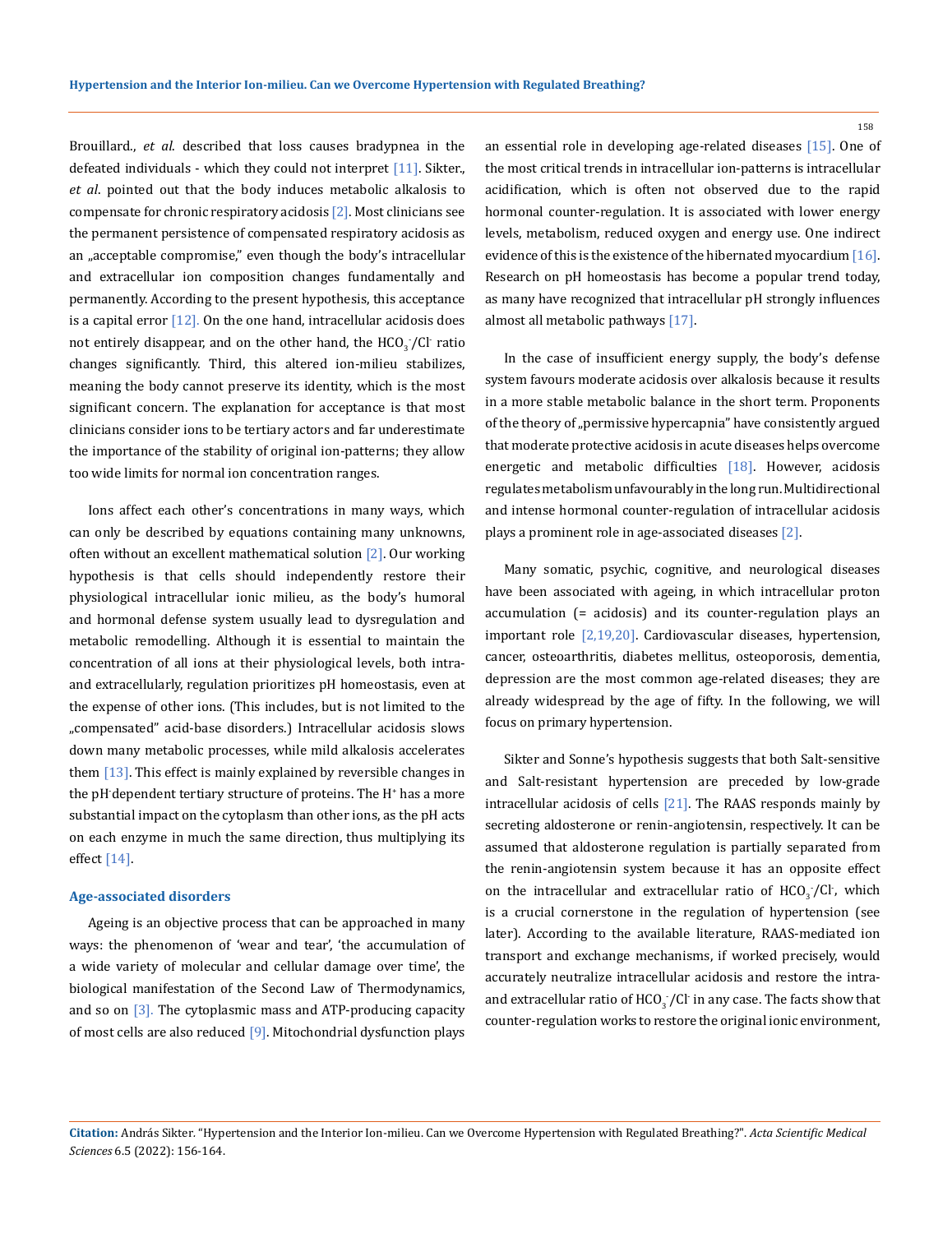Brouillard., *et al*. described that loss causes bradypnea in the defeated individuals - which they could not interpret [11]. Sikter., *et al*. pointed out that the body induces metabolic alkalosis to compensate for chronic respiratory acidosis [2]. Most clinicians see the permanent persistence of compensated respiratory acidosis as an „acceptable compromise," even though the body's intracellular and extracellular ion composition changes fundamentally and permanently. According to the present hypothesis, this acceptance is a capital error [12]. On the one hand, intracellular acidosis does not entirely disappear, and on the other hand, the $HCO_3^-/Cl^-$ ratio changes significantly. Third, this altered ion-milieu stabilizes, meaning the body cannot preserve its identity, which is the most significant concern. The explanation for acceptance is that most clinicians consider ions to be tertiary actors and far underestimate the importance of the stability of original ion-patterns; they allow too wide limits for normal ion concentration ranges.

Ions affect each other's concentrations in many ways, which can only be described by equations containing many unknowns, often without an excellent mathematical solution [2]. Our working hypothesis is that cells should independently restore their physiological intracellular ionic milieu, as the body's humoral and hormonal defense system usually lead to dysregulation and metabolic remodelling. Although it is essential to maintain the concentration of all ions at their physiological levels, both intra- and extracellularly, regulation prioritizes pH homeostasis, even at the expense of other ions. (This includes, but is not limited to the „compensated" acid-base disorders.) Intracellular acidosis slows down many metabolic processes, while mild alkalosis accelerates them [13]. This effect is mainly explained by reversible changes in the pH-dependent tertiary structure of proteins. The $H^+$ has a more substantial impact on the cytoplasm than other ions, as the pH acts on each enzyme in much the same direction, thus multiplying its effect [14].

### Age-associated disorders

Ageing is an objective process that can be approached in many ways: the phenomenon of 'wear and tear', 'the accumulation of a wide variety of molecular and cellular damage over time', the biological manifestation of the Second Law of Thermodynamics, and so on [3]. The cytoplasmic mass and ATP-producing capacity of most cells are also reduced [9]. Mitochondrial dysfunction plays an essential role in developing age-related diseases [15]. One of the most critical trends in intracellular ion-patterns is intracellular acidification, which is often not observed due to the rapid hormonal counter-regulation. It is associated with lower energy levels, metabolism, reduced oxygen and energy use. One indirect evidence of this is the existence of the hibernated myocardium [16]. Research on pH homeostasis has become a popular trend today, as many have recognized that intracellular pH strongly influences almost all metabolic pathways [17].

In the case of insufficient energy supply, the body's defense system favours moderate acidosis over alkalosis because it results in a more stable metabolic balance in the short term. Proponents of the theory of „permissive hypercapnia" have consistently argued that moderate protective acidosis in acute diseases helps overcome energetic and metabolic difficulties [18]. However, acidosis regulates metabolism unfavourably in the long run. Multidirectional and intense hormonal counter-regulation of intracellular acidosis plays a prominent role in age-associated diseases [2].

Many somatic, psychic, cognitive, and neurological diseases have been associated with ageing, in which intracellular proton accumulation (= acidosis) and its counter-regulation plays an important role [2,19,20]. Cardiovascular diseases, hypertension, cancer, osteoarthritis, diabetes mellitus, osteoporosis, dementia, depression are the most common age-related diseases; they are already widespread by the age of fifty. In the following, we will focus on primary hypertension.

Sikter and Sonne's hypothesis suggests that both Salt-sensitive and Salt-resistant hypertension are preceded by low-grade intracellular acidosis of cells [21]. The RAAS responds mainly by secreting aldosterone or renin-angiotensin, respectively. It can be assumed that aldosterone regulation is partially separated from the renin-angiotensin system because it has an opposite effect on the intracellular and extracellular ratio of $HCO_3^-/Cl^-$, which is a crucial cornerstone in the regulation of hypertension (see later). According to the available literature, RAAS-mediated ion transport and exchange mechanisms, if worked precisely, would accurately neutralize intracellular acidosis and restore the intra- and extracellular ratio of $HCO_3^-/Cl^-$ in any case. The facts show that counter-regulation works to restore the original ionic environment,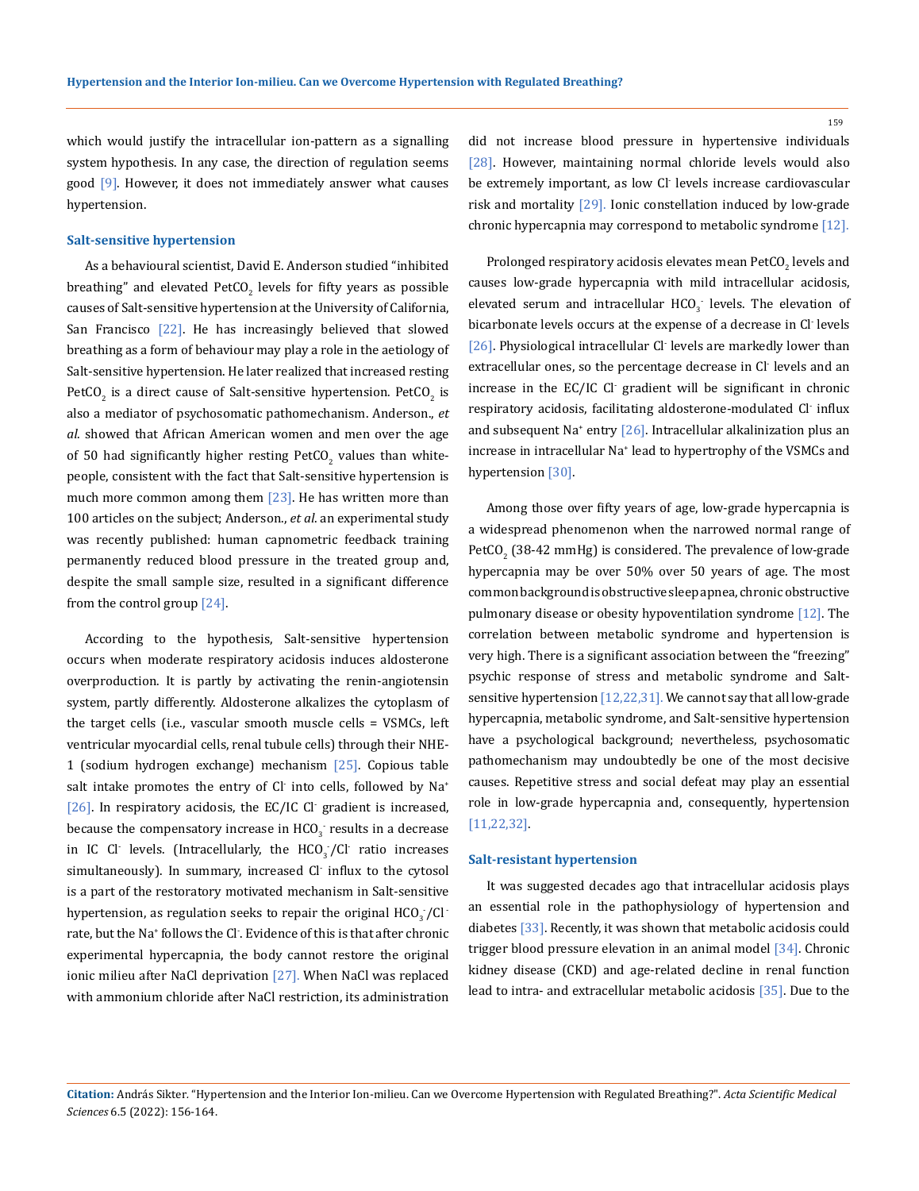which would justify the intracellular ion-pattern as a signalling system hypothesis. In any case, the direction of regulation seems good [9]. However, it does not immediately answer what causes hypertension.

### Salt-sensitive hypertension

As a behavioural scientist, David E. Anderson studied "inhibited breathing" and elevated $PetCO_2$ levels for fifty years as possible causes of Salt-sensitive hypertension at the University of California, San Francisco [22]. He has increasingly believed that slowed breathing as a form of behaviour may play a role in the aetiology of Salt-sensitive hypertension. He later realized that increased resting $PetCO_2$ is a direct cause of Salt-sensitive hypertension. $PetCO_2$ is also a mediator of psychosomatic pathomechanism. Anderson., *et al*. showed that African American women and men over the age of 50 had significantly higher resting $PetCO_2$ values than white-people, consistent with the fact that Salt-sensitive hypertension is much more common among them [23]. He has written more than 100 articles on the subject; Anderson., *et al*. an experimental study was recently published: human capnometric feedback training permanently reduced blood pressure in the treated group and, despite the small sample size, resulted in a significant difference from the control group [24].

According to the hypothesis, Salt-sensitive hypertension occurs when moderate respiratory acidosis induces aldosterone overproduction. It is partly by activating the renin-angiotensin system, partly differently. Aldosterone alkalizes the cytoplasm of the target cells (i.e., vascular smooth muscle cells = VSMCs, left ventricular myocardial cells, renal tubule cells) through their NHE-1 (sodium hydrogen exchange) mechanism [25]. Copious table salt intake promotes the entry of $Cl^-$ into cells, followed by $Na^+$ [26]. In respiratory acidosis, the EC/IC $Cl^-$ gradient is increased, because the compensatory increase in $HCO_3^-$ results in a decrease in IC $Cl^-$ levels. (Intracellularly, the $HCO_3^-/Cl^-$ ratio increases simultaneously). In summary, increased $Cl^-$ influx to the cytosol is a part of the restoratory motivated mechanism in Salt-sensitive hypertension, as regulation seeks to repair the original $HCO_3^-/Cl^-$ rate, but the $Na^+$ follows the $Cl^-$. Evidence of this is that after chronic experimental hypercapnia, the body cannot restore the original ionic milieu after NaCl deprivation [27]. When NaCl was replaced with ammonium chloride after NaCl restriction, its administration did not increase blood pressure in hypertensive individuals [28]. However, maintaining normal chloride levels would also be extremely important, as low $Cl^-$ levels increase cardiovascular risk and mortality [29]. Ionic constellation induced by low-grade chronic hypercapnia may correspond to metabolic syndrome [12].

Prolonged respiratory acidosis elevates mean $PetCO_2$ levels and causes low-grade hypercapnia with mild intracellular acidosis, elevated serum and intracellular $HCO_3^-$ levels. The elevation of bicarbonate levels occurs at the expense of a decrease in $Cl^-$ levels [26]. Physiological intracellular $Cl^-$ levels are markedly lower than extracellular ones, so the percentage decrease in $Cl^-$ levels and an increase in the EC/IC $Cl^-$ gradient will be significant in chronic respiratory acidosis, facilitating aldosterone-modulated $Cl^-$ influx and subsequent $Na^+$ entry [26]. Intracellular alkalinization plus an increase in intracellular $Na^+$ lead to hypertrophy of the VSMCs and hypertension [30].

Among those over fifty years of age, low-grade hypercapnia is a widespread phenomenon when the narrowed normal range of $PetCO_2$ (38-42 mmHg) is considered. The prevalence of low-grade hypercapnia may be over 50% over 50 years of age. The most common background is obstructive sleep apnea, chronic obstructive pulmonary disease or obesity hypoventilation syndrome [12]. The correlation between metabolic syndrome and hypertension is very high. There is a significant association between the "freezing" psychic response of stress and metabolic syndrome and Salt-sensitive hypertension [12,22,31]. We cannot say that all low-grade hypercapnia, metabolic syndrome, and Salt-sensitive hypertension have a psychological background; nevertheless, psychosomatic pathomechanism may undoubtedly be one of the most decisive causes. Repetitive stress and social defeat may play an essential role in low-grade hypercapnia and, consequently, hypertension [11,22,32].

### Salt-resistant hypertension

It was suggested decades ago that intracellular acidosis plays an essential role in the pathophysiology of hypertension and diabetes [33]. Recently, it was shown that metabolic acidosis could trigger blood pressure elevation in an animal model [34]. Chronic kidney disease (CKD) and age-related decline in renal function lead to intra- and extracellular metabolic acidosis [35]. Due to the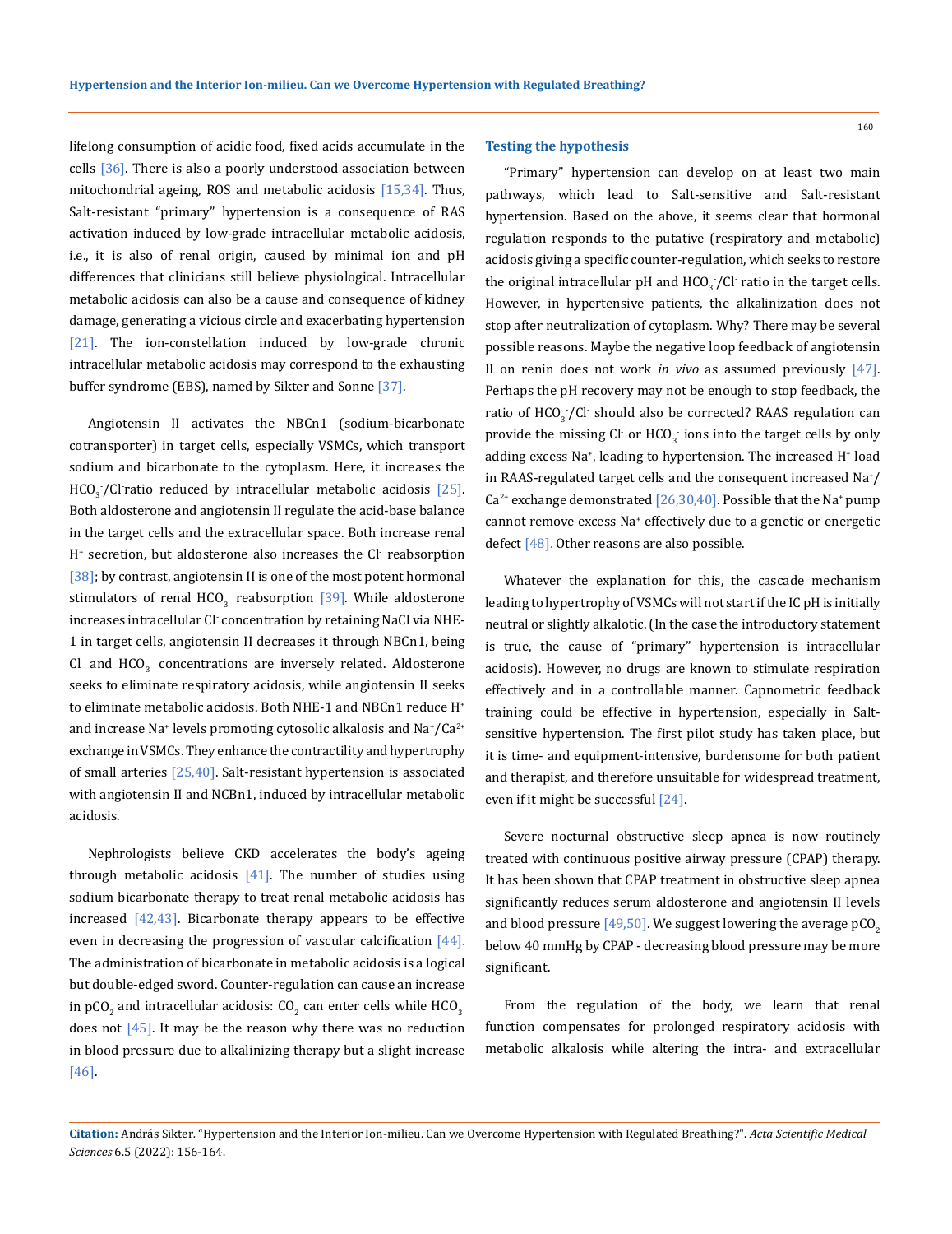lifelong consumption of acidic food, fixed acids accumulate in the cells [36]. There is also a poorly understood association between mitochondrial ageing, ROS and metabolic acidosis [15,34]. Thus, Salt-resistant "primary" hypertension is a consequence of RAS activation induced by low-grade intracellular metabolic acidosis, i.e., it is also of renal origin, caused by minimal ion and pH differences that clinicians still believe physiological. Intracellular metabolic acidosis can also be a cause and consequence of kidney damage, generating a vicious circle and exacerbating hypertension [21]. The ion-constellation induced by low-grade chronic intracellular metabolic acidosis may correspond to the exhausting buffer syndrome (EBS), named by Sikter and Sonne [37].

Angiotensin II activates the NBCn1 (sodium-bicarbonate cotransporter) in target cells, especially VSMCs, which transport sodium and bicarbonate to the cytoplasm. Here, it increases the $HCO_3^-/Cl^-$ratio reduced by intracellular metabolic acidosis [25]. Both aldosterone and angiotensin II regulate the acid-base balance in the target cells and the extracellular space. Both increase renal $H^+$ secretion, but aldosterone also increases the $Cl^-$ reabsorption [38]; by contrast, angiotensin II is one of the most potent hormonal stimulators of renal $HCO_3^-$ reabsorption [39]. While aldosterone increases intracellular $Cl^-$ concentration by retaining NaCl via NHE-1 in target cells, angiotensin II decreases it through NBCn1, being $Cl^-$ and $HCO_3^-$ concentrations are inversely related. Aldosterone seeks to eliminate respiratory acidosis, while angiotensin II seeks to eliminate metabolic acidosis. Both NHE-1 and NBCn1 reduce $H^+$ and increase $Na^+$ levels promoting cytosolic alkalosis and $Na^+/Ca^{2+}$ exchange in VSMCs. They enhance the contractility and hypertrophy of small arteries [25,40]. Salt-resistant hypertension is associated with angiotensin II and NCBn1, induced by intracellular metabolic acidosis.

Nephrologists believe CKD accelerates the body's ageing through metabolic acidosis [41]. The number of studies using sodium bicarbonate therapy to treat renal metabolic acidosis has increased [42,43]. Bicarbonate therapy appears to be effective even in decreasing the progression of vascular calcification [44]. The administration of bicarbonate in metabolic acidosis is a logical but double-edged sword. Counter-regulation can cause an increase in $pCO_2$ and intracellular acidosis: $CO_2$ can enter cells while $HCO_3^-$ does not [45]. It may be the reason why there was no reduction in blood pressure due to alkalizing therapy but a slight increase [46].

## Testing the hypothesis

"Primary" hypertension can develop on at least two main pathways, which lead to Salt-sensitive and Salt-resistant hypertension. Based on the above, it seems clear that hormonal regulation responds to the putative (respiratory and metabolic) acidosis giving a specific counter-regulation, which seeks to restore the original intracellular pH and $HCO_3^-/Cl^-$ ratio in the target cells. However, in hypertensive patients, the alkalinization does not stop after neutralization of cytoplasm. Why? There may be several possible reasons. Maybe the negative loop feedback of angiotensin II on renin does not work *in vivo* as assumed previously [47]. Perhaps the pH recovery may not be enough to stop feedback, the ratio of $HCO_3^-/Cl^-$ should also be corrected? RAAS regulation can provide the missing $Cl^-$ or $HCO_3^-$ ions into the target cells by only adding excess $Na^+$, leading to hypertension. The increased $H^+$ load in RAAS-regulated target cells and the consequent increased $Na^+/Ca^{2+}$ exchange demonstrated [26,30,40]. Possible that the $Na^+$ pump cannot remove excess $Na^+$ effectively due to a genetic or energetic defect [48]. Other reasons are also possible.

Whatever the explanation for this, the cascade mechanism leading to hypertrophy of VSMCs will not start if the IC pH is initially neutral or slightly alkalotic. (In the case the introductory statement is true, the cause of "primary" hypertension is intracellular acidosis). However, no drugs are known to stimulate respiration effectively and in a controllable manner. Capnometric feedback training could be effective in hypertension, especially in Salt-sensitive hypertension. The first pilot study has taken place, but it is time- and equipment-intensive, burdensome for both patient and therapist, and therefore unsuitable for widespread treatment, even if it might be successful [24].

Severe nocturnal obstructive sleep apnea is now routinely treated with continuous positive airway pressure (CPAP) therapy. It has been shown that CPAP treatment in obstructive sleep apnea significantly reduces serum aldosterone and angiotensin II levels and blood pressure [49,50]. We suggest lowering the average $pCO_2$ below 40 mmHg by CPAP - decreasing blood pressure may be more significant.

From the regulation of the body, we learn that renal function compensates for prolonged respiratory acidosis with metabolic alkalosis while altering the intra- and extracellular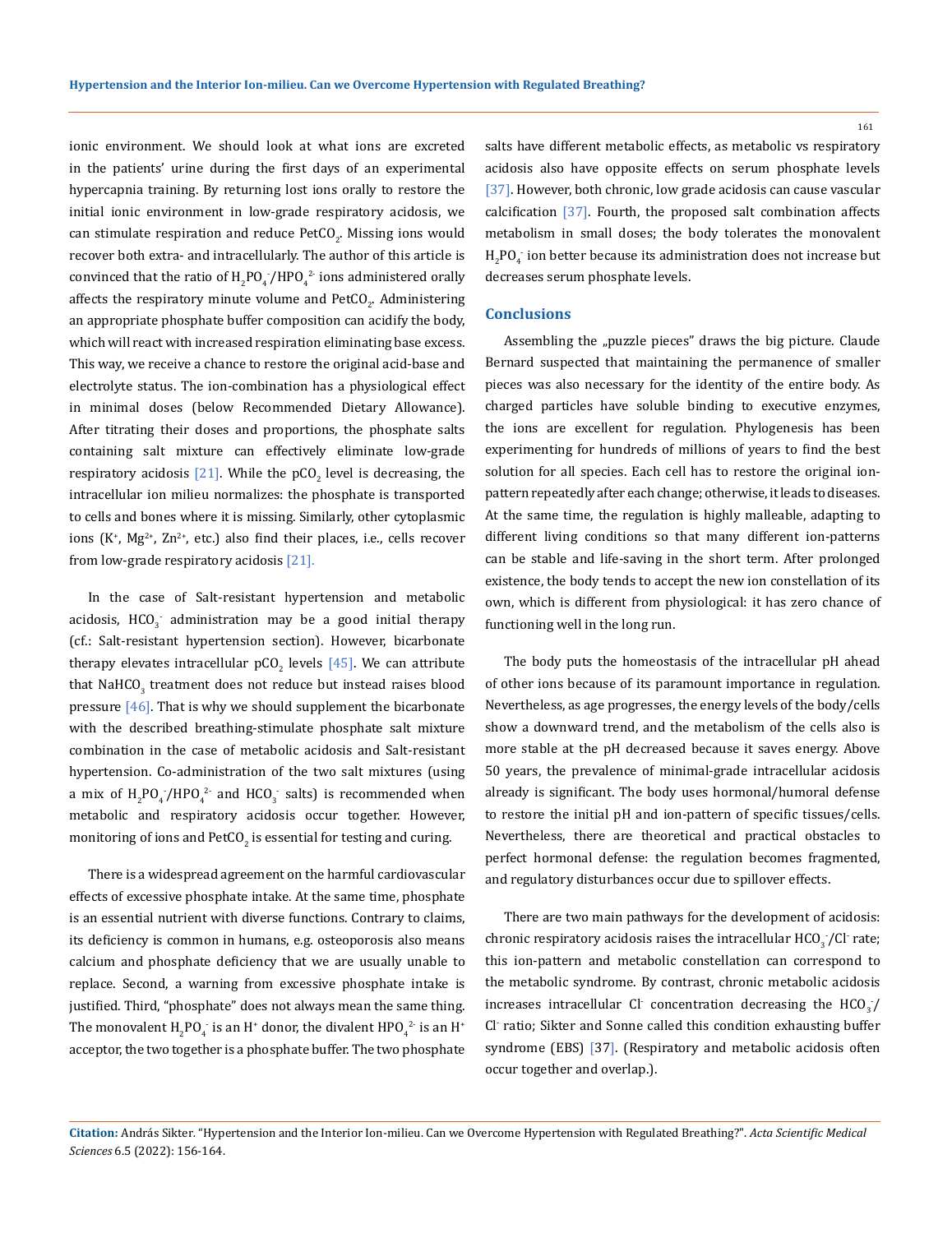ionic environment. We should look at what ions are excreted in the patients' urine during the first days of an experimental hypercapnia training. By returning lost ions orally to restore the initial ionic environment in low-grade respiratory acidosis, we can stimulate respiration and reduce $PetCO_2$. Missing ions would recover both extra- and intracellularly. The author of this article is convinced that the ratio of $H_2PO_4^-/HPO_4^{2-}$ ions administered orally affects the respiratory minute volume and $PetCO_2$. Administering an appropriate phosphate buffer composition can acidify the body, which will react with increased respiration eliminating base excess. This way, we receive a chance to restore the original acid-base and electrolyte status. The ion-combination has a physiological effect in minimal doses (below Recommended Dietary Allowance). After titrating their doses and proportions, the phosphate salts containing salt mixture can effectively eliminate low-grade respiratory acidosis [21]. While the $pCO_2$ level is decreasing, the intracellular ion milieu normalizes: the phosphate is transported to cells and bones where it is missing. Similarly, other cytoplasmic ions ($K^+$, $Mg^{2+}$, $Zn^{2+}$, etc.) also find their places, i.e., cells recover from low-grade respiratory acidosis [21].

In the case of Salt-resistant hypertension and metabolic acidosis, $HCO_3^-$ administration may be a good initial therapy (cf.: Salt-resistant hypertension section). However, bicarbonate therapy elevates intracellular $pCO_2$ levels [45]. We can attribute that $NaHCO_3$ treatment does not reduce but instead raises blood pressure [46]. That is why we should supplement the bicarbonate with the described breathing-stimulate phosphate salt mixture combination in the case of metabolic acidosis and Salt-resistant hypertension. Co-administration of the two salt mixtures (using a mix of $H_2PO_4^-/HPO_4^{2-}$ and $HCO_3^-$ salts) is recommended when metabolic and respiratory acidosis occur together. However, monitoring of ions and $PetCO_2$ is essential for testing and curing.

There is a widespread agreement on the harmful cardiovascular effects of excessive phosphate intake. At the same time, phosphate is an essential nutrient with diverse functions. Contrary to claims, its deficiency is common in humans, e.g. osteoporosis also means calcium and phosphate deficiency that we are usually unable to replace. Second, a warning from excessive phosphate intake is justified. Third, "phosphate" does not always mean the same thing. The monovalent $H_2PO_4^-$ is an $H^+$ donor, the divalent $HPO_4^{2-}$ is an $H^+$ acceptor, the two together is a phosphate buffer. The two phosphate salts have different metabolic effects, as metabolic vs respiratory acidosis also have opposite effects on serum phosphate levels [37]. However, both chronic, low grade acidosis can cause vascular calcification [37]. Fourth, the proposed salt combination affects metabolism in small doses; the body tolerates the monovalent $H_2PO_4^-$ ion better because its administration does not increase but decreases serum phosphate levels.

## Conclusions

Assembling the „puzzle pieces" draws the big picture. Claude Bernard suspected that maintaining the permanence of smaller pieces was also necessary for the identity of the entire body. As charged particles have soluble binding to executive enzymes, the ions are excellent for regulation. Phylogenesis has been experimenting for hundreds of millions of years to find the best solution for all species. Each cell has to restore the original ion-pattern repeatedly after each change; otherwise, it leads to diseases. At the same time, the regulation is highly malleable, adapting to different living conditions so that many different ion-patterns can be stable and life-saving in the short term. After prolonged existence, the body tends to accept the new ion constellation of its own, which is different from physiological: it has zero chance of functioning well in the long run.

The body puts the homeostasis of the intracellular pH ahead of other ions because of its paramount importance in regulation. Nevertheless, as age progresses, the energy levels of the body/cells show a downward trend, and the metabolism of the cells also is more stable at the pH decreased because it saves energy. Above 50 years, the prevalence of minimal-grade intracellular acidosis already is significant. The body uses hormonal/humoral defense to restore the initial pH and ion-pattern of specific tissues/cells. Nevertheless, there are theoretical and practical obstacles to perfect hormonal defense: the regulation becomes fragmented, and regulatory disturbances occur due to spillover effects.

There are two main pathways for the development of acidosis: chronic respiratory acidosis raises the intracellular $HCO_3^-/Cl^-$ rate; this ion-pattern and metabolic constellation can correspond to the metabolic syndrome. By contrast, chronic metabolic acidosis increases intracellular $Cl^-$ concentration decreasing the $HCO_3^-/Cl^-$ ratio; Sikter and Sonne called this condition exhausting buffer syndrome (EBS) [37]. (Respiratory and metabolic acidosis often occur together and overlap.).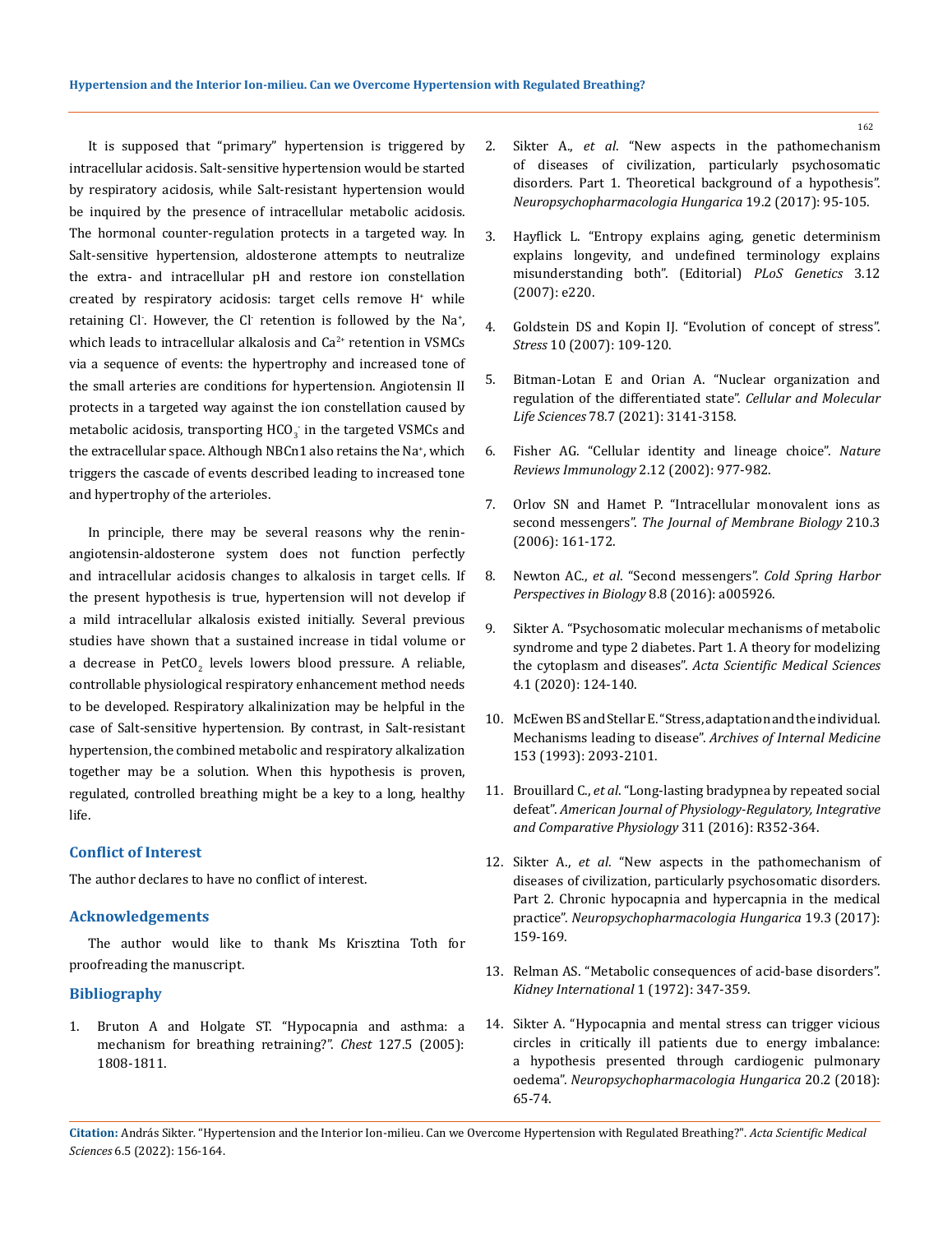It is supposed that "primary" hypertension is triggered by intracellular acidosis. Salt-sensitive hypertension would be started by respiratory acidosis, while Salt-resistant hypertension would be inquired by the presence of intracellular metabolic acidosis. The hormonal counter-regulation protects in a targeted way. In Salt-sensitive hypertension, aldosterone attempts to neutralize the extra- and intracellular pH and restore ion constellation created by respiratory acidosis: target cells remove $H^+$ while retaining $Cl^-$. However, the $Cl^-$ retention is followed by the $Na^+$, which leads to intracellular alkalosis and $Ca^{2+}$ retention in VSMCs via a sequence of events: the hypertrophy and increased tone of the small arteries are conditions for hypertension. Angiotensin II protects in a targeted way against the ion constellation caused by metabolic acidosis, transporting $HCO_3^-$ in the targeted VSMCs and the extracellular space. Although NBCn1 also retains the $Na^+$, which triggers the cascade of events described leading to increased tone and hypertrophy of the arterioles.

In principle, there may be several reasons why the renin-angiotensin-aldosterone system does not function perfectly and intracellular acidosis changes to alkalosis in target cells. If the present hypothesis is true, hypertension will not develop if a mild intracellular alkalosis existed initially. Several previous studies have shown that a sustained increase in tidal volume or a decrease in $PetCO_2$ levels lowers blood pressure. A reliable, controllable physiological respiratory enhancement method needs to be developed. Respiratory alkalinization may be helpful in the case of Salt-sensitive hypertension. By contrast, in Salt-resistant hypertension, the combined metabolic and respiratory alkalization together may be a solution. When this hypothesis is proven, regulated, controlled breathing might be a key to a long, healthy life.

## Conflict of Interest

The author declares to have no conflict of interest.

## Acknowledgements

The author would like to thank Ms Krisztina Toth for proofreading the manuscript.

## Bibliography

1. Bruton A and Holgate ST. "Hypocapnia and asthma: a mechanism for breathing retraining?". *Chest* 127.5 (2005): 1808-1811.
2. Sikter A., *et al*. "New aspects in the pathomechanism of diseases of civilization, particularly psychosomatic disorders. Part 1. Theoretical background of a hypothesis". *Neuropsychopharmacologia Hungarica* 19.2 (2017): 95-105.
3. Hayflick L. "Entropy explains aging, genetic determinism explains longevity, and undefined terminology explains misunderstanding both". (Editorial) *PLoS Genetics* 3.12 (2007): e220.
4. Goldstein DS and Kopin IJ. "Evolution of concept of stress". *Stress* 10 (2007): 109-120.
5. Bitman-Lotan E and Orian A. "Nuclear organization and regulation of the differentiated state". *Cellular and Molecular Life Sciences* 78.7 (2021): 3141-3158.
6. Fisher AG. "Cellular identity and lineage choice". *Nature Reviews Immunology* 2.12 (2002): 977-982.
7. Orlov SN and Hamet P. "Intracellular monovalent ions as second messengers". *The Journal of Membrane Biology* 210.3 (2006): 161-172.
8. Newton AC., *et al*. "Second messengers". *Cold Spring Harbor Perspectives in Biology* 8.8 (2016): a005926.
9. Sikter A. "Psychosomatic molecular mechanisms of metabolic syndrome and type 2 diabetes. Part 1. A theory for modelizing the cytoplasm and diseases". *Acta Scientific Medical Sciences* 4.1 (2020): 124-140.
10. McEwen BS and Stellar E. "Stress, adaptation and the individual. Mechanisms leading to disease". *Archives of Internal Medicine* 153 (1993): 2093-2101.
11. Brouillard C., *et al*. "Long-lasting bradypnea by repeated social defeat". *American Journal of Physiology-Regulatory, Integrative and Comparative Physiology* 311 (2016): R352-364.
12. Sikter A., *et al*. "New aspects in the pathomechanism of diseases of civilization, particularly psychosomatic disorders. Part 2. Chronic hypocapnia and hypercapnia in the medical practice". *Neuropsychopharmacologia Hungarica* 19.3 (2017): 159-169.
13. Relman AS. "Metabolic consequences of acid-base disorders". *Kidney International* 1 (1972): 347-359.
14. Sikter A. "Hypocapnia and mental stress can trigger vicious circles in critically ill patients due to energy imbalance: a hypothesis presented through cardiogenic pulmonary oedema". *Neuropsychopharmacologia Hungarica* 20.2 (2018): 65-74.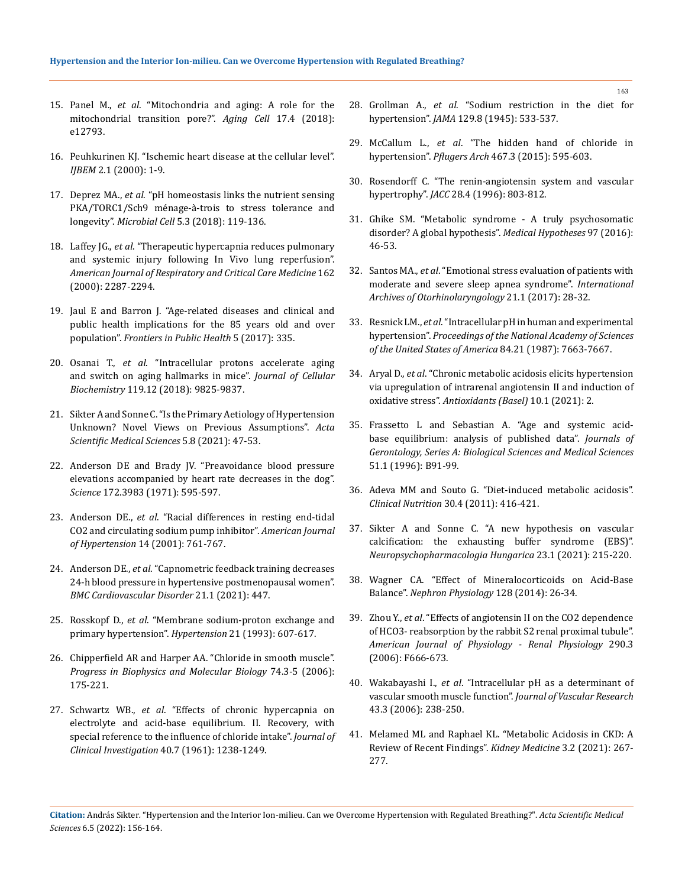15. Panel M., *et al*. "Mitochondria and aging: A role for the mitochondrial transition pore?". *Aging Cell* 17.4 (2018): e12793.

16. Peuhkurinen KJ. "Ischemic heart disease at the cellular level". *IJBEM* 2.1 (2000): 1-9.

17. Deprez MA., *et al*. "pH homeostasis links the nutrient sensing PKA/TORC1/Sch9 ménage-à-trois to stress tolerance and longevity". *Microbial Cell* 5.3 (2018): 119-136.

18. Laffey JG., *et al*. "Therapeutic hypercapnia reduces pulmonary and systemic injury following In Vivo lung reperfusion". *American Journal of Respiratory and Critical Care Medicine* 162 (2000): 2287-2294.

19. Jaul E and Barron J. "Age-related diseases and clinical and public health implications for the 85 years old and over population". *Frontiers in Public Health* 5 (2017): 335.

20. Osanai T., *et al*. "Intracellular protons accelerate aging and switch on aging hallmarks in mice". *Journal of Cellular Biochemistry* 119.12 (2018): 9825-9837.

21. Sikter A and Sonne C. "Is the Primary Aetiology of Hypertension Unknown? Novel Views on Previous Assumptions". *Acta Scientific Medical Sciences* 5.8 (2021): 47-53.

22. Anderson DE and Brady JV. "Preavoidance blood pressure elevations accompanied by heart rate decreases in the dog". *Science* 172.3983 (1971): 595-597.

23. Anderson DE., *et al*. "Racial differences in resting end-tidal CO2 and circulating sodium pump inhibitor". *American Journal of Hypertension* 14 (2001): 761-767.

24. Anderson DE., *et al*. "Capnometric feedback training decreases 24-h blood pressure in hypertensive postmenopausal women". *BMC Cardiovascular Disorder* 21.1 (2021): 447.

25. Rosskopf D., *et al*. "Membrane sodium-proton exchange and primary hypertension". *Hypertension* 21 (1993): 607-617.

26. Chipperfield AR and Harper AA. "Chloride in smooth muscle". *Progress in Biophysics and Molecular Biology* 74.3-5 (2006): 175-221.

27. Schwartz WB., *et al*. "Effects of chronic hypercapnia on electrolyte and acid-base equilibrium. II. Recovery, with special reference to the influence of chloride intake". *Journal of Clinical Investigation* 40.7 (1961): 1238-1249.

28. Grollman A., *et al*. "Sodium restriction in the diet for hypertension". *JAMA* 129.8 (1945): 533-537.

29. McCallum L., *et al*. "The hidden hand of chloride in hypertension". *Pflugers Arch* 467.3 (2015): 595-603.

30. Rosendorff C. "The renin-angiotensin system and vascular hypertrophy". *JACC* 28.4 (1996): 803-812.

31. Ghike SM. "Metabolic syndrome - A truly psychosomatic disorder? A global hypothesis". *Medical Hypotheses* 97 (2016): 46-53.

32. Santos MA., *et al*. "Emotional stress evaluation of patients with moderate and severe sleep apnea syndrome". *International Archives of Otorhinolaryngology* 21.1 (2017): 28-32.

33. Resnick LM., *et al*. "Intracellular pH in human and experimental hypertension". *Proceedings of the National Academy of Sciences of the United States of America* 84.21 (1987): 7663-7667.

34. Aryal D., *et al*. "Chronic metabolic acidosis elicits hypertension via upregulation of intrarenal angiotensin II and induction of oxidative stress". *Antioxidants (Basel)* 10.1 (2021): 2.

35. Frassetto L and Sebastian A. "Age and systemic acid-base equilibrium: analysis of published data". *Journals of Gerontology, Series A: Biological Sciences and Medical Sciences* 51.1 (1996): B91-99.

36. Adeva MM and Souto G. "Diet-induced metabolic acidosis". *Clinical Nutrition* 30.4 (2011): 416-421.

37. Sikter A and Sonne C. "A new hypothesis on vascular calcification: the exhausting buffer syndrome (EBS)". *Neuropsychopharmacologia Hungarica* 23.1 (2021): 215-220.

38. Wagner CA. "Effect of Mineralocorticoids on Acid-Base Balance". *Nephron Physiology* 128 (2014): 26-34.

39. Zhou Y., *et al*. "Effects of angiotensin II on the CO2 dependence of HCO3- reabsorption by the rabbit S2 renal proximal tubule". *American Journal of Physiology - Renal Physiology* 290.3 (2006): F666-673.

40. Wakabayashi I., *et al*. "Intracellular pH as a determinant of vascular smooth muscle function". *Journal of Vascular Research* 43.3 (2006): 238-250.

41. Melamed ML and Raphael KL. "Metabolic Acidosis in CKD: A Review of Recent Findings". *Kidney Medicine* 3.2 (2021): 267-277.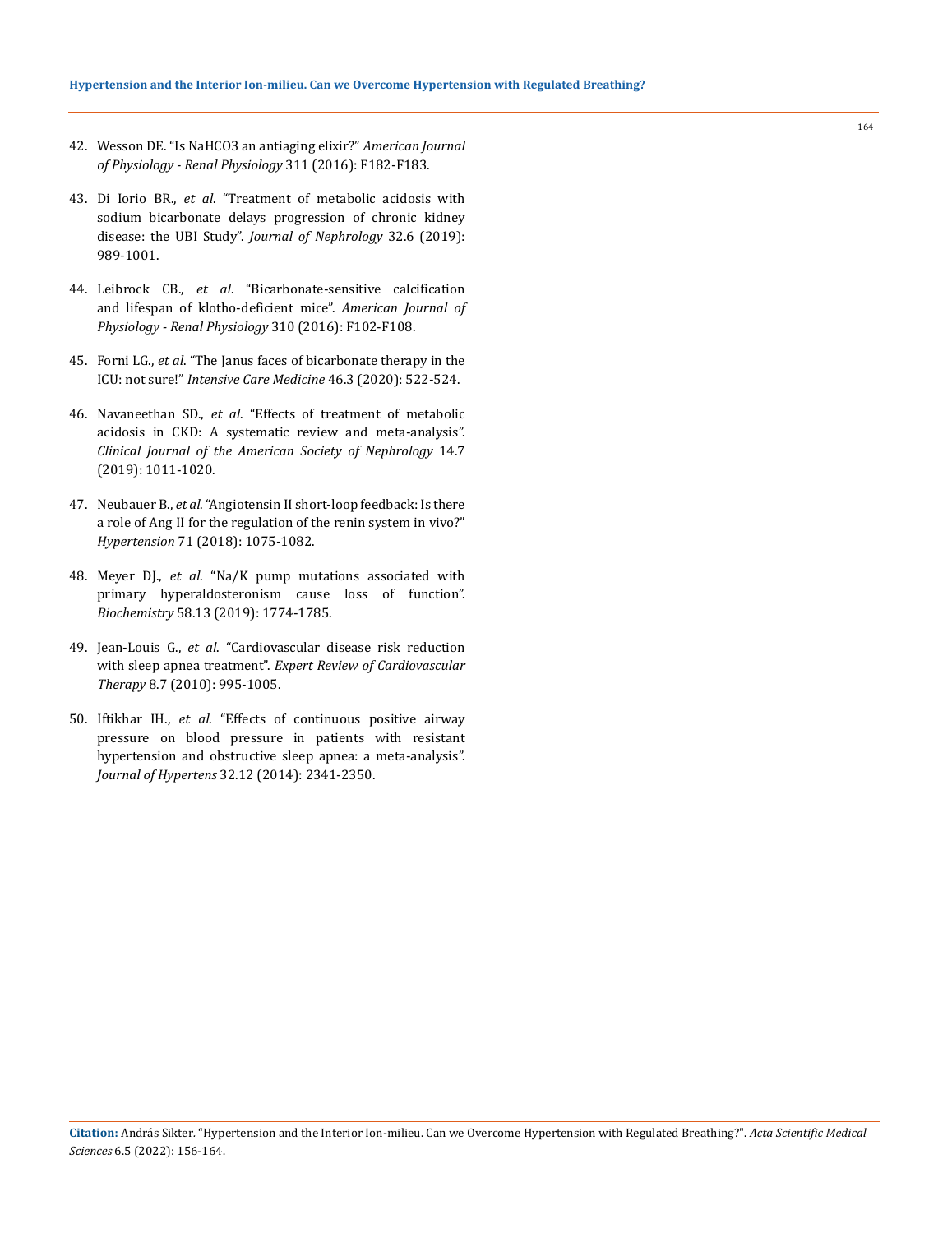42. Wesson DE. "Is NaHCO3 an antiaging elixir?" *American Journal of Physiology - Renal Physiology* 311 (2016): F182-F183.

43. Di Iorio BR., *et al*. "Treatment of metabolic acidosis with sodium bicarbonate delays progression of chronic kidney disease: the UBI Study". *Journal of Nephrology* 32.6 (2019): 989-1001.

44. Leibrock CB., *et al*. "Bicarbonate-sensitive calcification and lifespan of klotho-deficient mice". *American Journal of Physiology - Renal Physiology* 310 (2016): F102-F108.

45. Forni LG., *et al*. "The Janus faces of bicarbonate therapy in the ICU: not sure!" *Intensive Care Medicine* 46.3 (2020): 522-524.

46. Navaneethan SD., *et al*. "Effects of treatment of metabolic acidosis in CKD: A systematic review and meta-analysis". *Clinical Journal of the American Society of Nephrology* 14.7 (2019): 1011-1020.

47. Neubauer B., *et al*. "Angiotensin II short-loop feedback: Is there a role of Ang II for the regulation of the renin system in vivo?" *Hypertension* 71 (2018): 1075-1082.

48. Meyer DJ., *et al*. "Na/K pump mutations associated with primary hyperaldosteronism cause loss of function". *Biochemistry* 58.13 (2019): 1774-1785.

49. Jean-Louis G., *et al*. "Cardiovascular disease risk reduction with sleep apnea treatment". *Expert Review of Cardiovascular Therapy* 8.7 (2010): 995-1005.

50. Iftikhar IH., *et al*. "Effects of continuous positive airway pressure on blood pressure in patients with resistant hypertension and obstructive sleep apnea: a meta-analysis". *Journal of Hypertens* 32.12 (2014): 2341-2350.